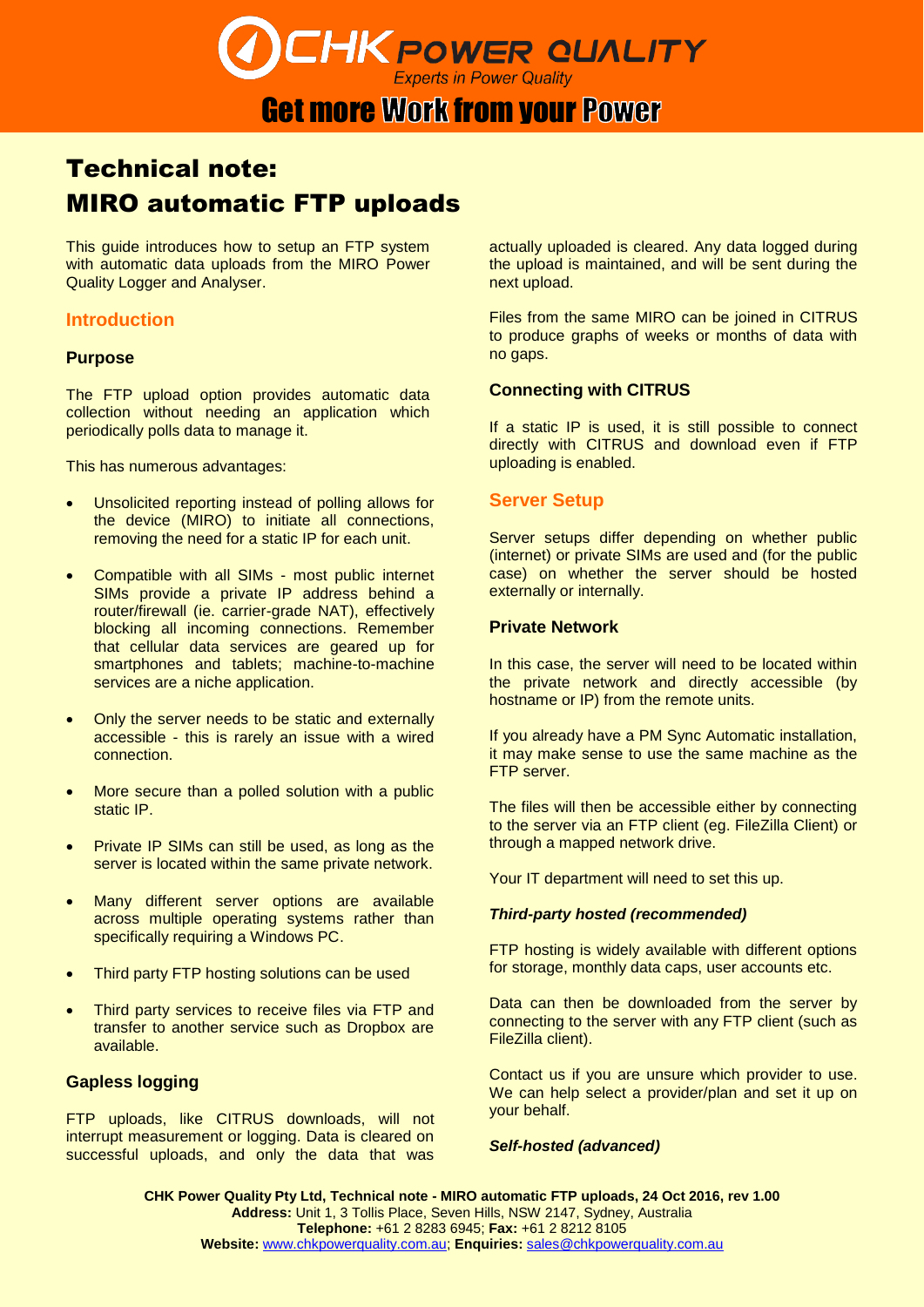# Technical note: MIRO automatic FTP uploads

This guide introduces how to setup an FTP system with automatic data uploads from the MIRO Power Quality Logger and Analyser.

## Introduction

### Purpose

The FTP upload option provides automatic data collection without needing an application which periodically polls data to manage it.

This has numerous advantages:

- Unsolicited reporting instead of polling allows for the device (MIRO) to initiate all connections, removing the need for a static IP for each unit.
- Compatible with all SIMs - most public internet SIMs provide a private IP address behind a router/firewall (ie. carrier-grade NAT), effectively blocking all incoming connections. Remember that cellular data services are geared up for smartphones and tablets; machine-to-machine services are a niche application.
- Only the server needs to be static and externally accessible - this is rarely an issue with a wired connection.
- More secure than a polled solution with a public static IP.
- Private IP SIMs can still be used, as long as the server is located within the same private network.
- Many different server options are available across multiple operating systems rather than specifically requiring a Windows PC.
- Third party FTP hosting solutions can be used
- Third party services to receive files via FTP and transfer to another service such as Dropbox are available.

### Gapless logging

FTP uploads, like CITRUS downloads, will not interrupt measurement or logging. Data is cleared on successful uploads, and only the data that was actually uploaded is cleared. Any data logged during the upload is maintained, and will be sent during the next upload.

Files from the same MIRO can be joined in CITRUS to produce graphs of weeks or months of data with no gaps.

### Connecting with CITRUS

If a static IP is used, it is still possible to connect directly with CITRUS and download even if FTP uploading is enabled.

## Server Setup

Server setups differ depending on whether public (internet) or private SIMs are used and (for the public case) on whether the server should be hosted externally or internally.

### Private Network

In this case, the server will need to be located within the private network and directly accessible (by hostname or IP) from the remote units.

If you already have a PM Sync Automatic installation, it may make sense to use the same machine as the FTP server.

The files will then be accessible either by connecting to the server via an FTP client (eg. FileZilla Client) or through a mapped network drive.

Your IT department will need to set this up.

#### *Third-party hosted (recommended)*

FTP hosting is widely available with different options for storage, monthly data caps, user accounts etc.

Data can then be downloaded from the server by connecting to the server with any FTP client (such as FileZilla client).

Contact us if you are unsure which provider to use. We can help select a provider/plan and set it up on your behalf.

#### *Self-hosted (advanced)*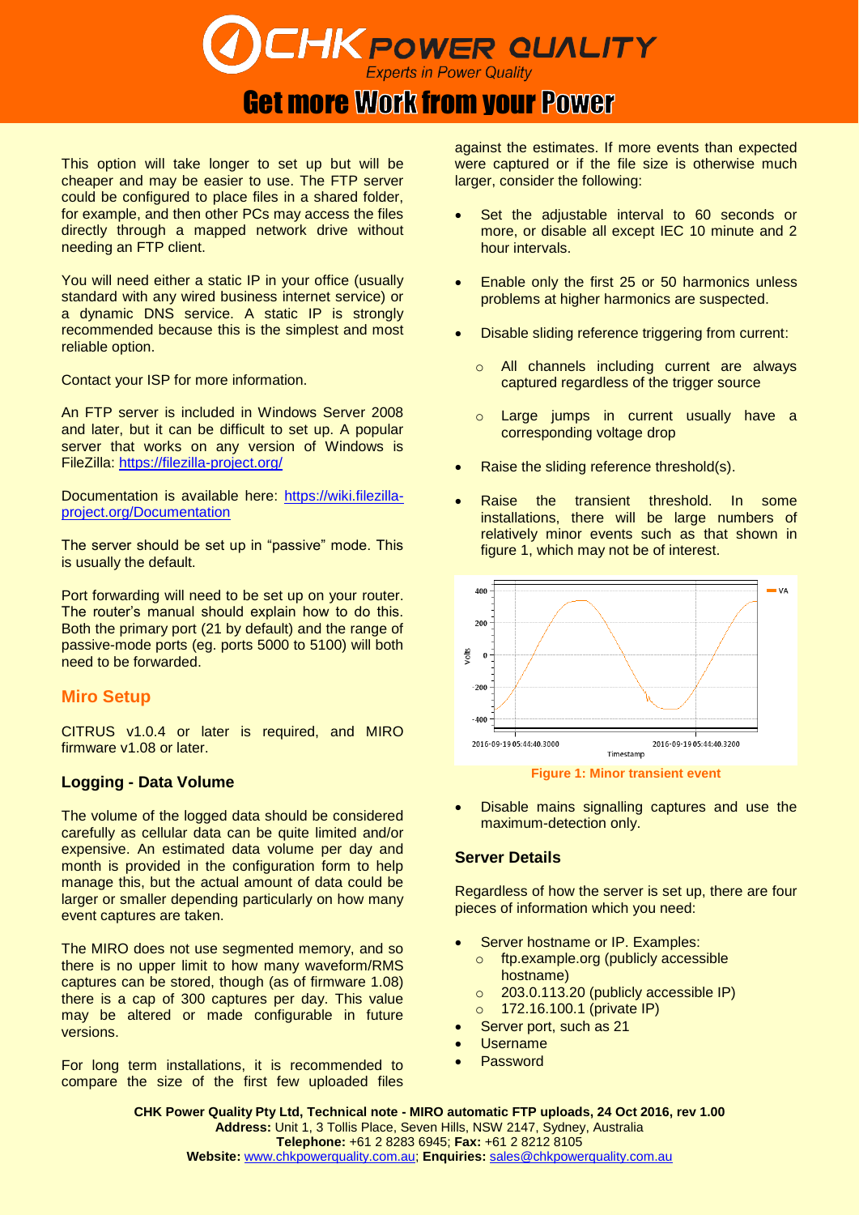This option will take longer to set up but will be cheaper and may be easier to use. The FTP server could be configured to place files in a shared folder, for example, and then other PCs may access the files directly through a mapped network drive without needing an FTP client.

You will need either a static IP in your office (usually standard with any wired business internet service) or a dynamic DNS service. A static IP is strongly recommended because this is the simplest and most reliable option.

Contact your ISP for more information.

An FTP server is included in Windows Server 2008 and later, but it can be difficult to set up. A popular server that works on any version of Windows is FileZilla: https://filezilla-project.org/

Documentation is available here: https://wiki.filezilla-project.org/Documentation

The server should be set up in "passive" mode. This is usually the default.

Port forwarding will need to be set up on your router. The router's manual should explain how to do this. Both the primary port (21 by default) and the range of passive-mode ports (eg. ports 5000 to 5100) will both need to be forwarded.

## Miro Setup

CITRUS v1.0.4 or later is required, and MIRO firmware v1.08 or later.

### Logging - Data Volume

The volume of the logged data should be considered carefully as cellular data can be quite limited and/or expensive. An estimated data volume per day and month is provided in the configuration form to help manage this, but the actual amount of data could be larger or smaller depending particularly on how many event captures are taken.

The MIRO does not use segmented memory, and so there is no upper limit to how many waveform/RMS captures can be stored, though (as of firmware 1.08) there is a cap of 300 captures per day. This value may be altered or made configurable in future versions.

For long term installations, it is recommended to compare the size of the first few uploaded files against the estimates. If more events than expected were captured or if the file size is otherwise much larger, consider the following:

- Set the adjustable interval to 60 seconds or more, or disable all except IEC 10 minute and 2 hour intervals.
- Enable only the first 25 or 50 harmonics unless problems at higher harmonics are suspected.
- Disable sliding reference triggering from current:
  - All channels including current are always captured regardless of the trigger source
  - Large jumps in current usually have a corresponding voltage drop
- Raise the sliding reference threshold(s).
- Raise the transient threshold. In some installations, there will be large numbers of relatively minor events such as that shown in figure 1, which may not be of interest.

**Figure 1: Minor transient event**

- Disable mains signalling captures and use the maximum-detection only.

### Server Details

Regardless of how the server is set up, there are four pieces of information which you need:

- Server hostname or IP. Examples:
  - ftp.example.org (publicly accessible hostname)
  - 203.0.113.20 (publicly accessible IP)
  - 172.16.100.1 (private IP)
- Server port, such as 21
- Username
- Password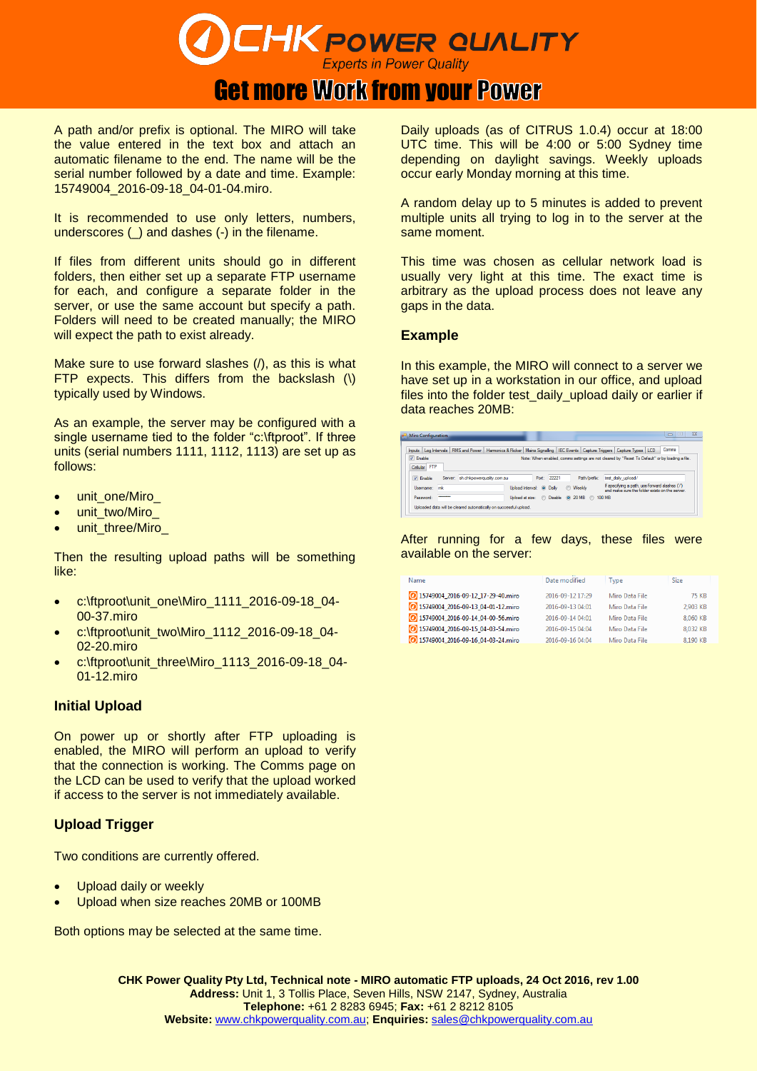A path and/or prefix is optional. The MIRO will take the value entered in the text box and attach an automatic filename to the end. The name will be the serial number followed by a date and time. Example: 15749004_2016-09-18_04-01-04.miro.

It is recommended to use only letters, numbers, underscores (_) and dashes (-) in the filename.

If files from different units should go in different folders, then either set up a separate FTP username for each, and configure a separate folder in the server, or use the same account but specify a path. Folders will need to be created manually; the MIRO will expect the path to exist already.

Make sure to use forward slashes (/), as this is what FTP expects. This differs from the backslash (\) typically used by Windows.

As an example, the server may be configured with a single username tied to the folder "c:\ftproot". If three units (serial numbers 1111, 1112, 1113) are set up as follows:

- unit_one/Miro_
- unit_two/Miro_
- unit_three/Miro_

Then the resulting upload paths will be something like:

- c:\ftproot\unit_one\Miro_1111_2016-09-18_04-00-37.miro
- c:\ftproot\unit_two\Miro_1112_2016-09-18_04-02-20.miro
- c:\ftproot\unit_three\Miro_1113_2016-09-18_04-01-12.miro

### Initial Upload

On power up or shortly after FTP uploading is enabled, the MIRO will perform an upload to verify that the connection is working. The Comms page on the LCD can be used to verify that the upload worked if access to the server is not immediately available.

### Upload Trigger

Two conditions are currently offered.

- Upload daily or weekly
- Upload when size reaches 20MB or 100MB

Both options may be selected at the same time.

Daily uploads (as of CITRUS 1.0.4) occur at 18:00 UTC time. This will be 4:00 or 5:00 Sydney time depending on daylight savings. Weekly uploads occur early Monday morning at this time.

A random delay up to 5 minutes is added to prevent multiple units all trying to log in to the server at the same moment.

This time was chosen as cellular network load is usually very light at this time. The exact time is arbitrary as the upload process does not leave any gaps in the data.

### Example

In this example, the MIRO will connect to a server we have set up in a workstation in our office, and upload files into the folder test_daily_upload daily or earlier if data reaches 20MB:

Miro Configuration

Inputs | Log Intervals | RMS and Power | Harmonics & Flicker | Mains Signalling | IEC Events | Capture Triggers | Capture Types | LCD | Comms

Enable

Note: When enabled, comms settings are not cleared by "Reset To Default" or by loading a file.

Cellular | FTP

Enable  Server: sh.chkpowerquality.com.au  Port: 22221  Path/prefix: test_daily_upload/

Username: mk  Upload interval: Daily / Weekly

If specifying a path, use forward slashes (/) and make sure the folder exists on the server.

Password: ********  Upload at size: Disable / 20 MB / 100 MB

Uploaded data will be cleared automatically on successful upload.

After running for a few days, these files were available on the server:

| Name | Date modified | Type | Size |
|---|---|---|---|
| 15749004_2016-09-12_17-29-40.miro | 2016-09-12 17:29 | Miro Data File | 75 KB |
| 15749004_2016-09-13_04-01-12.miro | 2016-09-13 04:01 | Miro Data File | 2,903 KB |
| 15749004_2016-09-14_04-00-56.miro | 2016-09-14 04:01 | Miro Data File | 8,060 KB |
| 15749004_2016-09-15_04-03-54.miro | 2016-09-15 04:04 | Miro Data File | 8,032 KB |
| 15749004_2016-09-16_04-03-24.miro | 2016-09-16 04:04 | Miro Data File | 8,190 KB |